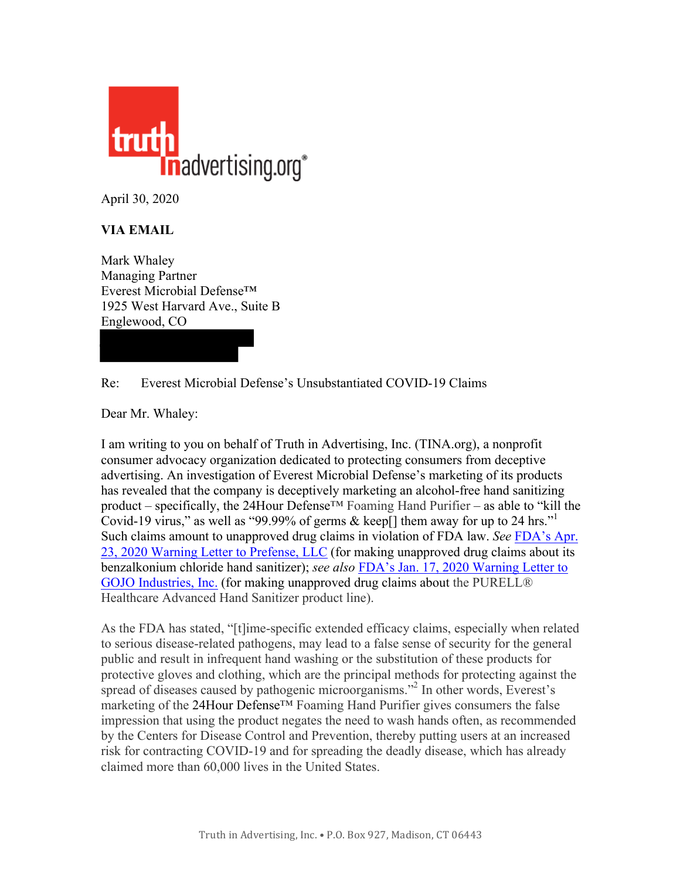truth in advertising.org®

April 30, 2020

**VIA EMAIL**

Mark Whaley
Managing Partner
Everest Microbial Defense™
1925 West Harvard Ave., Suite B
Englewood, CO

Re: Everest Microbial Defense's Unsubstantiated COVID-19 Claims

Dear Mr. Whaley:

I am writing to you on behalf of Truth in Advertising, Inc. (TINA.org), a nonprofit consumer advocacy organization dedicated to protecting consumers from deceptive advertising. An investigation of Everest Microbial Defense's marketing of its products has revealed that the company is deceptively marketing an alcohol-free hand sanitizing product – specifically, the 24Hour Defense™ Foaming Hand Purifier – as able to "kill the Covid-19 virus," as well as "99.99% of germs & keep[] them away for up to 24 hrs."[1] Such claims amount to unapproved drug claims in violation of FDA law. *See* FDA's Apr. 23, 2020 Warning Letter to Prefense, LLC (for making unapproved drug claims about its benzalkonium chloride hand sanitizer); *see also* FDA's Jan. 17, 2020 Warning Letter to GOJO Industries, Inc. (for making unapproved drug claims about the PURELL® Healthcare Advanced Hand Sanitizer product line).

As the FDA has stated, "[t]ime-specific extended efficacy claims, especially when related to serious disease-related pathogens, may lead to a false sense of security for the general public and result in infrequent hand washing or the substitution of these products for protective gloves and clothing, which are the principal methods for protecting against the spread of diseases caused by pathogenic microorganisms."[2] In other words, Everest's marketing of the 24Hour Defense™ Foaming Hand Purifier gives consumers the false impression that using the product negates the need to wash hands often, as recommended by the Centers for Disease Control and Prevention, thereby putting users at an increased risk for contracting COVID-19 and for spreading the deadly disease, which has already claimed more than 60,000 lives in the United States.

Truth in Advertising, Inc. • P.O. Box 927, Madison, CT 06443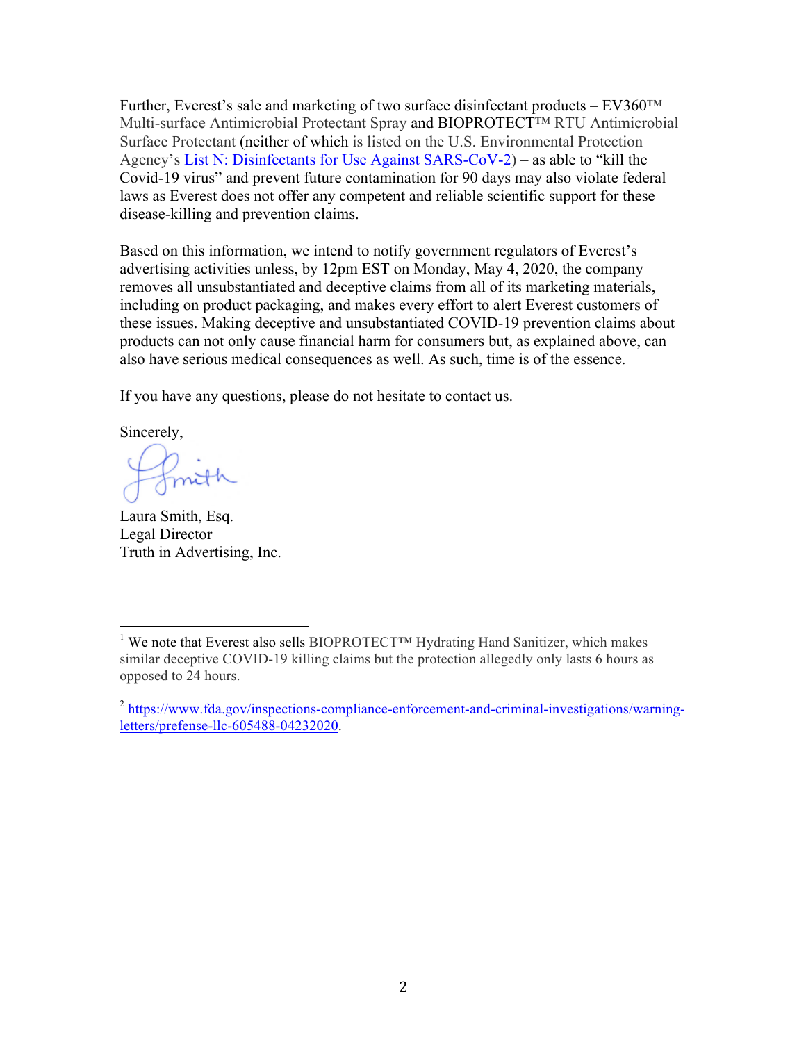Further, Everest's sale and marketing of two surface disinfectant products – EV360™ Multi-surface Antimicrobial Protectant Spray and BIOPROTECT™ RTU Antimicrobial Surface Protectant (neither of which is listed on the U.S. Environmental Protection Agency's [List N: Disinfectants for Use Against SARS-CoV-2](#)) – as able to "kill the Covid-19 virus" and prevent future contamination for 90 days may also violate federal laws as Everest does not offer any competent and reliable scientific support for these disease-killing and prevention claims.

Based on this information, we intend to notify government regulators of Everest's advertising activities unless, by 12pm EST on Monday, May 4, 2020, the company removes all unsubstantiated and deceptive claims from all of its marketing materials, including on product packaging, and makes every effort to alert Everest customers of these issues. Making deceptive and unsubstantiated COVID-19 prevention claims about products can not only cause financial harm for consumers but, as explained above, can also have serious medical consequences as well. As such, time is of the essence.

If you have any questions, please do not hesitate to contact us.

Sincerely,

Laura Smith, Esq.
Legal Director
Truth in Advertising, Inc.

---

[1] We note that Everest also sells BIOPROTECT™ Hydrating Hand Sanitizer, which makes similar deceptive COVID-19 killing claims but the protection allegedly only lasts 6 hours as opposed to 24 hours.

[2] https://www.fda.gov/inspections-compliance-enforcement-and-criminal-investigations/warning-letters/prefense-llc-605488-04232020.